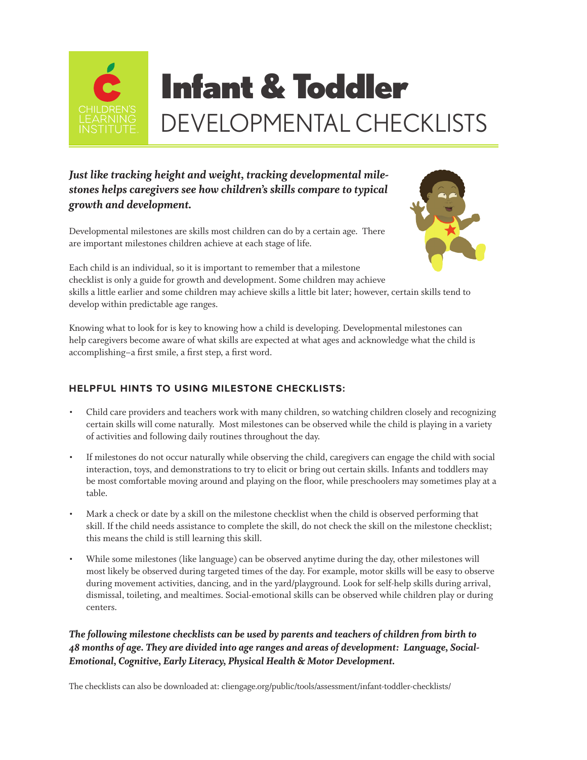CHILDREN'S LEARNING INSTITUTE

# Infant & Toddler
## DEVELOPMENTAL CHECKLISTS

***Just like tracking height and weight, tracking developmental milestones helps caregivers see how children's skills compare to typical growth and development.***

Developmental milestones are skills most children can do by a certain age. There are important milestones children achieve at each stage of life.

Each child is an individual, so it is important to remember that a milestone checklist is only a guide for growth and development. Some children may achieve skills a little earlier and some children may achieve skills a little bit later; however, certain skills tend to develop within predictable age ranges.

Knowing what to look for is key to knowing how a child is developing. Developmental milestones can help caregivers become aware of what skills are expected at what ages and acknowledge what the child is accomplishing–a first smile, a first step, a first word.

### HELPFUL HINTS TO USING MILESTONE CHECKLISTS:

- Child care providers and teachers work with many children, so watching children closely and recognizing certain skills will come naturally. Most milestones can be observed while the child is playing in a variety of activities and following daily routines throughout the day.
- If milestones do not occur naturally while observing the child, caregivers can engage the child with social interaction, toys, and demonstrations to try to elicit or bring out certain skills. Infants and toddlers may be most comfortable moving around and playing on the floor, while preschoolers may sometimes play at a table.
- Mark a check or date by a skill on the milestone checklist when the child is observed performing that skill. If the child needs assistance to complete the skill, do not check the skill on the milestone checklist; this means the child is still learning this skill.
- While some milestones (like language) can be observed anytime during the day, other milestones will most likely be observed during targeted times of the day. For example, motor skills will be easy to observe during movement activities, dancing, and in the yard/playground. Look for self-help skills during arrival, dismissal, toileting, and mealtimes. Social-emotional skills can be observed while children play or during centers.

***The following milestone checklists can be used by parents and teachers of children from birth to 48 months of age. They are divided into age ranges and areas of development: Language, Social-Emotional, Cognitive, Early Literacy, Physical Health & Motor Development.***

The checklists can also be downloaded at: cliengage.org/public/tools/assessment/infant-toddler-checklists/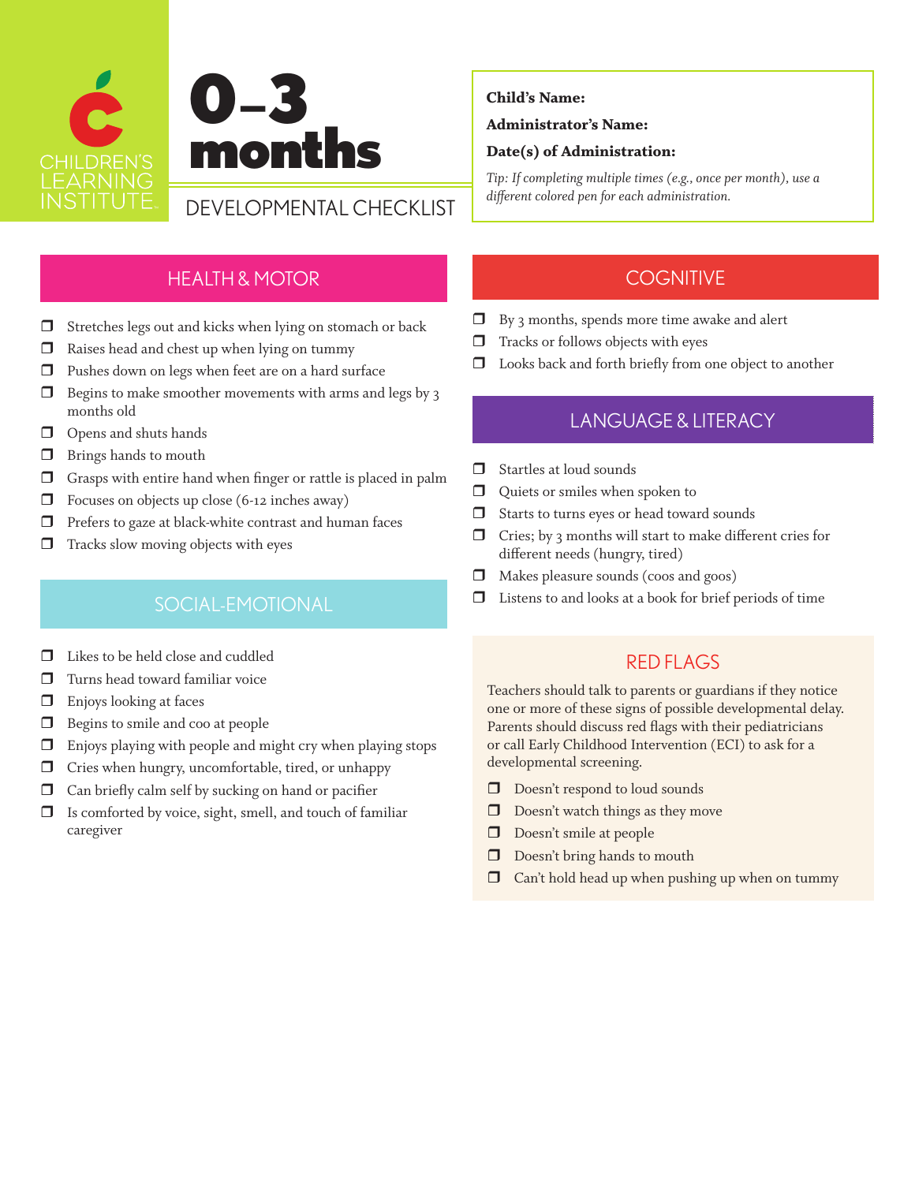CHILDREN'S LEARNING INSTITUTE

# 0–3 months

DEVELOPMENTAL CHECKLIST

**Child's Name:**

**Administrator's Name:**

**Date(s) of Administration:**

*Tip: If completing multiple times (e.g., once per month), use a different colored pen for each administration.*

## HEALTH & MOTOR

- ❒ Stretches legs out and kicks when lying on stomach or back
- ❒ Raises head and chest up when lying on tummy
- ❒ Pushes down on legs when feet are on a hard surface
- ❒ Begins to make smoother movements with arms and legs by 3 months old
- ❒ Opens and shuts hands
- ❒ Brings hands to mouth
- ❒ Grasps with entire hand when finger or rattle is placed in palm
- ❒ Focuses on objects up close (6-12 inches away)
- ❒ Prefers to gaze at black-white contrast and human faces
- ❒ Tracks slow moving objects with eyes

## SOCIAL-EMOTIONAL

- ❒ Likes to be held close and cuddled
- ❒ Turns head toward familiar voice
- ❒ Enjoys looking at faces
- ❒ Begins to smile and coo at people
- ❒ Enjoys playing with people and might cry when playing stops
- ❒ Cries when hungry, uncomfortable, tired, or unhappy
- ❒ Can briefly calm self by sucking on hand or pacifier
- ❒ Is comforted by voice, sight, smell, and touch of familiar caregiver

## COGNITIVE

- ❒ By 3 months, spends more time awake and alert
- ❒ Tracks or follows objects with eyes
- ❒ Looks back and forth briefly from one object to another

## LANGUAGE & LITERACY

- ❒ Startles at loud sounds
- ❒ Quiets or smiles when spoken to
- ❒ Starts to turns eyes or head toward familiar sounds
- ❒ Cries; by 3 months will start to make different cries for different needs (hungry, tired)
- ❒ Makes pleasure sounds (coos and goos)
- ❒ Listens to and looks at a book for brief periods of time

## RED FLAGS

Teachers should talk to parents or guardians if they notice one or more of these signs of possible developmental delay. Parents should discuss red flags with their pediatricians or call Early Childhood Intervention (ECI) to ask for a developmental screening.

- ❒ Doesn't respond to loud sounds
- ❒ Doesn't watch things as they move
- ❒ Doesn't smile at people
- ❒ Doesn't bring hands to mouth
- ❒ Can't hold head up when pushing up when on tummy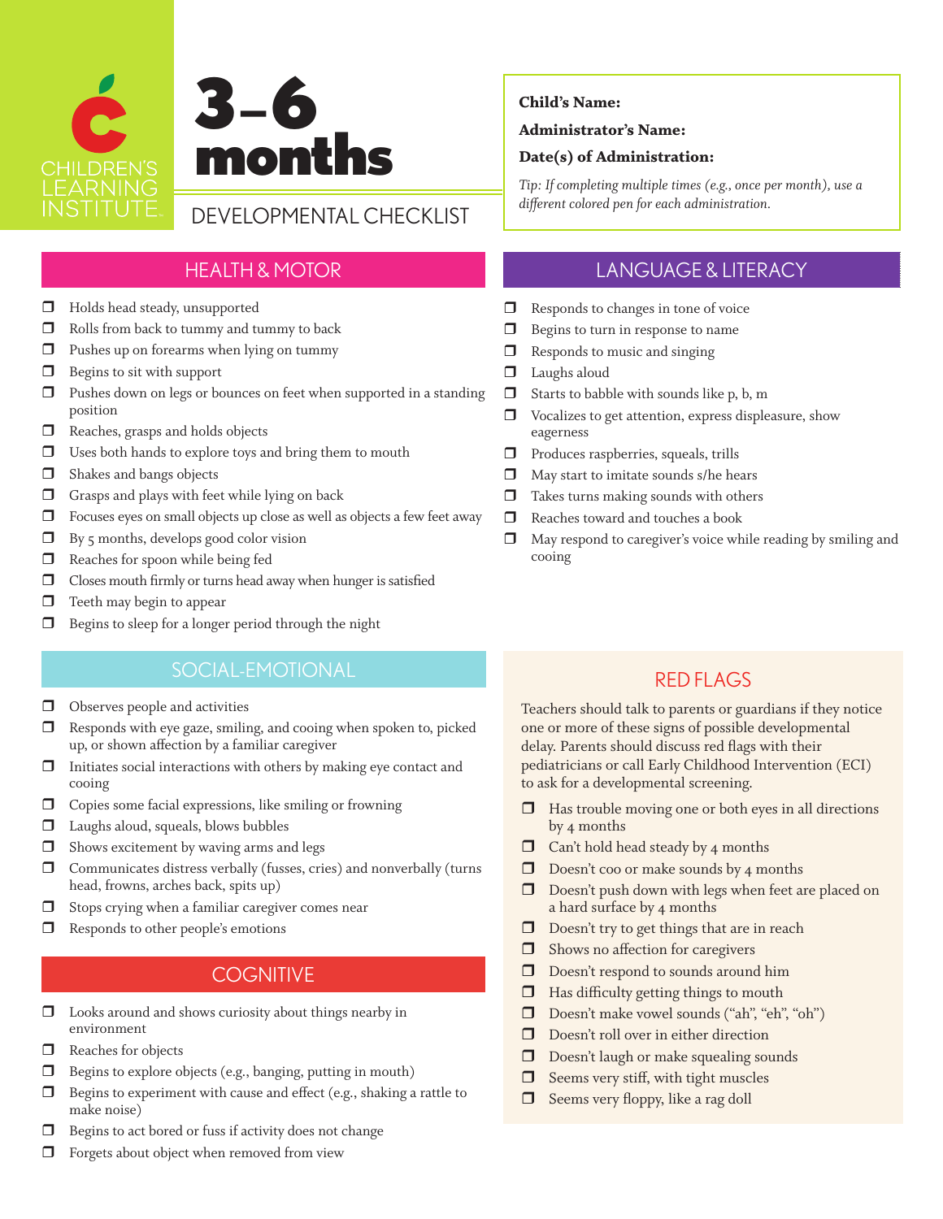CHILDREN'S LEARNING INSTITUTE

# 3–6 months

DEVELOPMENTAL CHECKLIST

**Child's Name:**

**Administrator's Name:**

**Date(s) of Administration:**

*Tip: If completing multiple times (e.g., once per month), use a different colored pen for each administration.*

## HEALTH & MOTOR

- ❒ Holds head steady, unsupported
- ❒ Rolls from back to tummy and tummy to back
- ❒ Pushes up on forearms when lying on tummy
- ❒ Begins to sit with support
- ❒ Pushes down on legs or bounces on feet when supported in a standing position
- ❒ Reaches, grasps and holds objects
- ❒ Uses both hands to explore toys and bring them to mouth
- ❒ Shakes and bangs objects
- ❒ Grasps and plays with feet while lying on back
- ❒ Focuses eyes on small objects up close as well as objects a few feet away
- ❒ By 5 months, develops good color vision
- ❒ Reaches for spoon while being fed
- ❒ Closes mouth firmly or turns head away when hunger is satisfied
- ❒ Teeth may begin to appear
- ❒ Begins to sleep for a longer period through the night

## SOCIAL-EMOTIONAL

- ❒ Observes people and activities
- ❒ Responds with eye gaze, smiling, and cooing when spoken to, picked up, or shown affection by a familiar caregiver
- ❒ Initiates social interactions with others by making eye contact and cooing
- ❒ Copies some facial expressions, like smiling or frowning
- ❒ Laughs aloud, squeals, blows bubbles
- ❒ Shows excitement by waving arms and legs
- ❒ Communicates distress verbally (fusses, cries) and nonverbally (turns head, frowns, arches back, spits up)
- ❒ Stops crying when a familiar caregiver comes near
- ❒ Responds to other people's emotions

## COGNITIVE

- ❒ Looks around and shows curiosity about things nearby in environment
- ❒ Reaches for objects
- ❒ Begins to explore objects (e.g., banging, putting in mouth)
- ❒ Begins to experiment with cause and effect (e.g., shaking a rattle to make noise)
- ❒ Begins to act bored or fuss if activity does not change
- ❒ Forgets about object when removed from view

## LANGUAGE & LITERACY

- ❒ Responds to changes in tone of voice
- ❒ Begins to turn in response to name
- ❒ Responds to music and singing
- ❒ Laughs aloud
- ❒ Starts to babble with sounds like p, b, m
- ❒ Vocalizes to get attention, express displeasure, show eagerness
- ❒ Produces raspberries, squeals, trills
- ❒ May start to imitate sounds s/he hears
- ❒ Takes turns making sounds with others
- ❒ Reaches toward and touches a book
- ❒ May respond to caregiver's voice while reading by smiling and cooing

## RED FLAGS

Teachers should talk to parents or guardians if they notice one or more of these signs of possible developmental delay. Parents should discuss red flags with their pediatricians or call Early Childhood Intervention (ECI) to ask for a developmental screening.

- ❒ Has trouble moving one or both eyes in all directions by 4 months
- ❒ Can't hold head steady by 4 months
- ❒ Doesn't coo or make sounds by 4 months
- ❒ Doesn't push down with legs when feet are placed on a hard surface by 4 months
- ❒ Doesn't try to get things that are in reach
- ❒ Shows no affection for caregivers
- ❒ Doesn't respond to sounds around him
- ❒ Has difficulty getting things to mouth
- ❒ Doesn't make vowel sounds ("ah", "eh", "oh")
- ❒ Doesn't roll over in either direction
- ❒ Doesn't laugh or make squealing sounds
- ❒ Seems very stiff, with tight muscles
- ❒ Seems very floppy, like a rag doll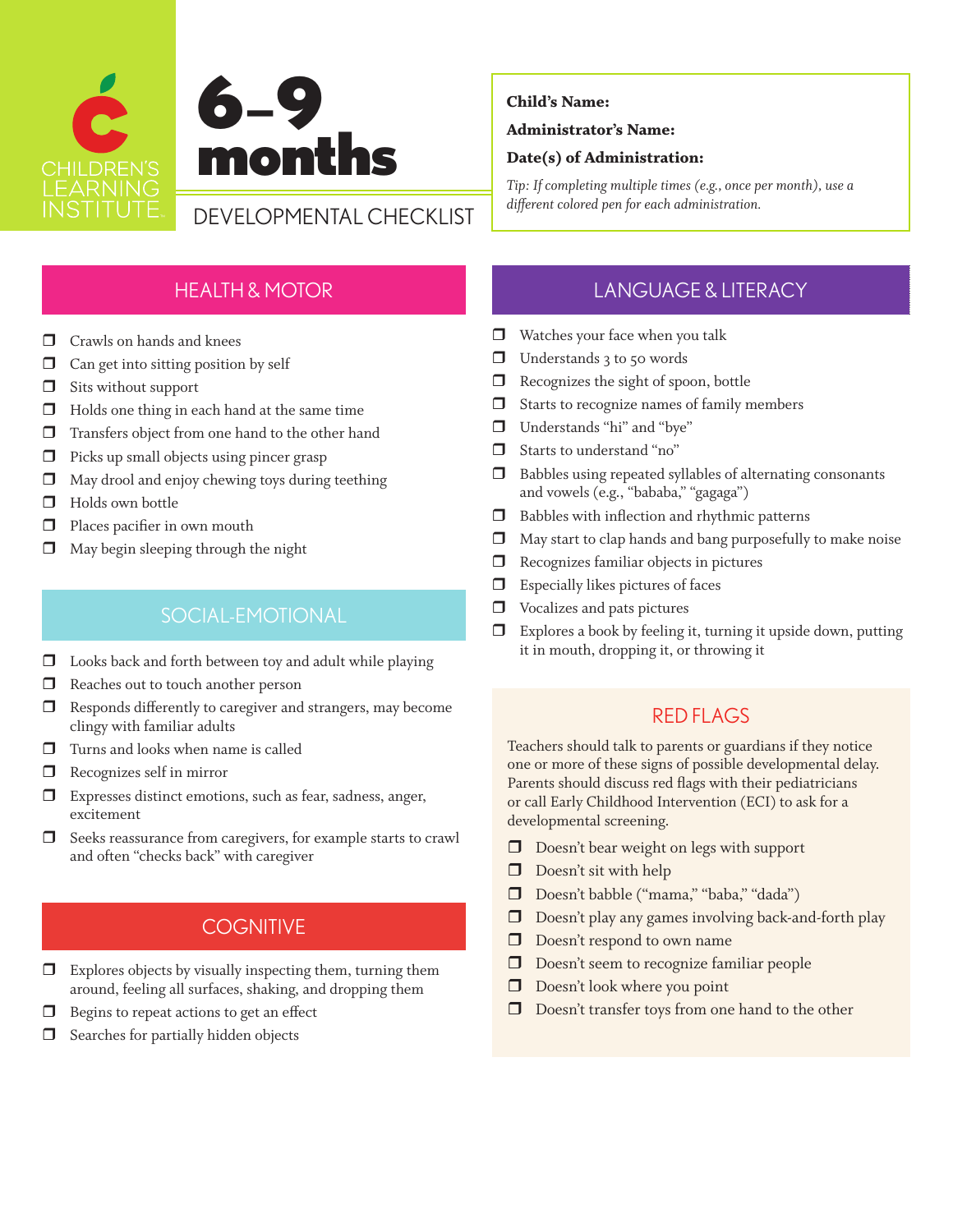CHILDREN'S LEARNING INSTITUTE

# 6–9 months

DEVELOPMENTAL CHECKLIST

**Child's Name:**

**Administrator's Name:**

**Date(s) of Administration:**

*Tip: If completing multiple times (e.g., once per month), use a different colored pen for each administration.*

## HEALTH & MOTOR

- ❒ Crawls on hands and knees
- ❒ Can get into sitting position by self
- ❒ Sits without support
- ❒ Holds one thing in each hand at the same time
- ❒ Transfers object from one hand to the other hand
- ❒ Picks up small objects using pincer grasp
- ❒ May drool and enjoy chewing toys during teething
- ❒ Holds own bottle
- ❒ Places pacifier in own mouth
- ❒ May begin sleeping through the night

## SOCIAL-EMOTIONAL

- ❒ Looks back and forth between toy and adult while playing
- ❒ Reaches out to touch another person
- ❒ Responds differently to caregiver and strangers, may become clingy with familiar adults
- ❒ Turns and looks when name is called
- ❒ Recognizes self in mirror
- ❒ Expresses distinct emotions, such as fear, sadness, anger, excitement
- ❒ Seeks reassurance from caregivers, for example starts to crawl and often "checks back" with caregiver

## COGNITIVE

- ❒ Explores objects by visually inspecting them, turning them around, feeling all surfaces, shaking, and dropping them
- ❒ Begins to repeat actions to get an effect
- ❒ Searches for partially hidden objects

## LANGUAGE & LITERACY

- ❒ Watches your face when you talk
- ❒ Understands 3 to 50 words
- ❒ Recognizes the sight of spoon, bottle
- ❒ Starts to recognize names of family members
- ❒ Understands "hi" and "bye"
- ❒ Starts to understand "no"
- ❒ Babbles using repeated syllables of alternating consonants and vowels (e.g., "bababa," "gagaga")
- ❒ Babbles with inflection and rhythmic patterns
- ❒ May start to clap hands and bang purposefully to make noise
- ❒ Recognizes familiar objects in pictures
- ❒ Especially likes pictures of faces
- ❒ Vocalizes and pats pictures
- ❒ Explores a book by feeling it, turning it upside down, putting it in mouth, dropping it, or throwing it

## RED FLAGS

Teachers should talk to parents or guardians if they notice one or more of these signs of possible developmental delay. Parents should discuss red flags with their pediatricians or call Early Childhood Intervention (ECI) to ask for a developmental screening.

- ❒ Doesn't bear weight on legs with support
- ❒ Doesn't sit with help
- ❒ Doesn't babble ("mama," "baba," "dada")
- ❒ Doesn't play any games involving back-and-forth play
- ❒ Doesn't respond to own name
- ❒ Doesn't seem to recognize familiar people
- ❒ Doesn't look where you point
- ❒ Doesn't transfer toys from one hand to the other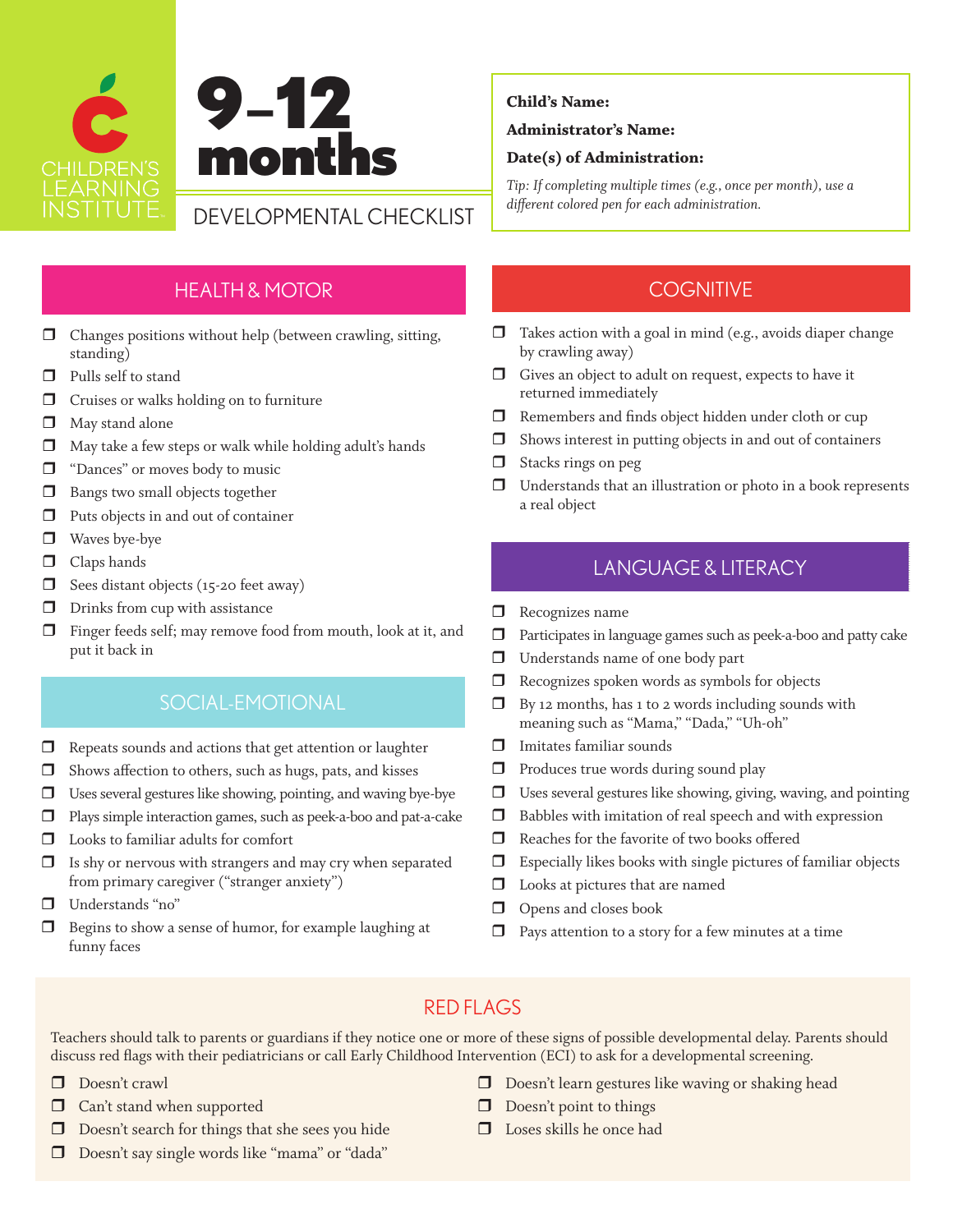CHILDREN'S LEARNING INSTITUTE

# 9–12 months

DEVELOPMENTAL CHECKLIST

**Child's Name:**

**Administrator's Name:**

**Date(s) of Administration:**

*Tip: If completing multiple times (e.g., once per month), use a different colored pen for each administration.*

## HEALTH & MOTOR

- ❒ Changes positions without help (between crawling, sitting, standing)
- ❒ Pulls self to stand
- ❒ Cruises or walks holding on to furniture
- ❒ May stand alone
- ❒ May take a few steps or walk while holding adult's hands
- ❒ "Dances" or moves body to music
- ❒ Bangs two small objects together
- ❒ Puts objects in and out of container
- ❒ Waves bye-bye
- ❒ Claps hands
- ❒ Sees distant objects (15-20 feet away)
- ❒ Drinks from cup with assistance
- ❒ Finger feeds self; may remove food from mouth, look at it, and put it back in

## SOCIAL-EMOTIONAL

- ❒ Repeats sounds and actions that get attention or laughter
- ❒ Shows affection to others, such as hugs, pats, and kisses
- ❒ Uses several gestures like showing, pointing, and waving bye-bye
- ❒ Plays simple interaction games, such as peek-a-boo and pat-a-cake
- ❒ Looks to familiar adults for comfort
- ❒ Is shy or nervous with strangers and may cry when separated from primary caregiver ("stranger anxiety")
- ❒ Understands "no"
- ❒ Begins to show a sense of humor, for example laughing at funny faces

## COGNITIVE

- ❒ Takes action with a goal in mind (e.g., avoids diaper change by crawling away)
- ❒ Gives an object to adult on request, expects to have it returned immediately
- ❒ Remembers and finds object hidden under cloth or cup
- ❒ Shows interest in putting objects in and out of containers
- ❒ Stacks rings on peg
- ❒ Understands that an illustration or photo in a book represents a real object

## LANGUAGE & LITERACY

- ❒ Recognizes name
- ❒ Participates in language games such as peek-a-boo and patty cake
- ❒ Understands name of one body part
- ❒ Recognizes spoken words as symbols for objects
- ❒ By 12 months, has 1 to 2 words including sounds with meaning such as "Mama," "Dada," "Uh-oh"
- ❒ Imitates familiar sounds
- ❒ Produces true words during sound play
- ❒ Uses several gestures like showing, giving, waving, and pointing
- ❒ Babbles with imitation of real speech and with expression
- ❒ Reaches for the favorite of two books offered
- ❒ Especially likes books with single pictures of familiar objects
- ❒ Looks at pictures that are named
- ❒ Opens and closes book
- ❒ Pays attention to a story for a few minutes at a time

## RED FLAGS

Teachers should talk to parents or guardians if they notice one or more of these signs of possible developmental delay. Parents should discuss red flags with their pediatricians or call Early Childhood Intervention (ECI) to ask for a developmental screening.

- ❒ Doesn't crawl
- ❒ Can't stand when supported
- ❒ Doesn't search for things that she sees you hide
- ❒ Doesn't say single words like "mama" or "dada"
- ❒ Doesn't learn gestures like waving or shaking head
- ❒ Doesn't point to things
- ❒ Loses skills he once had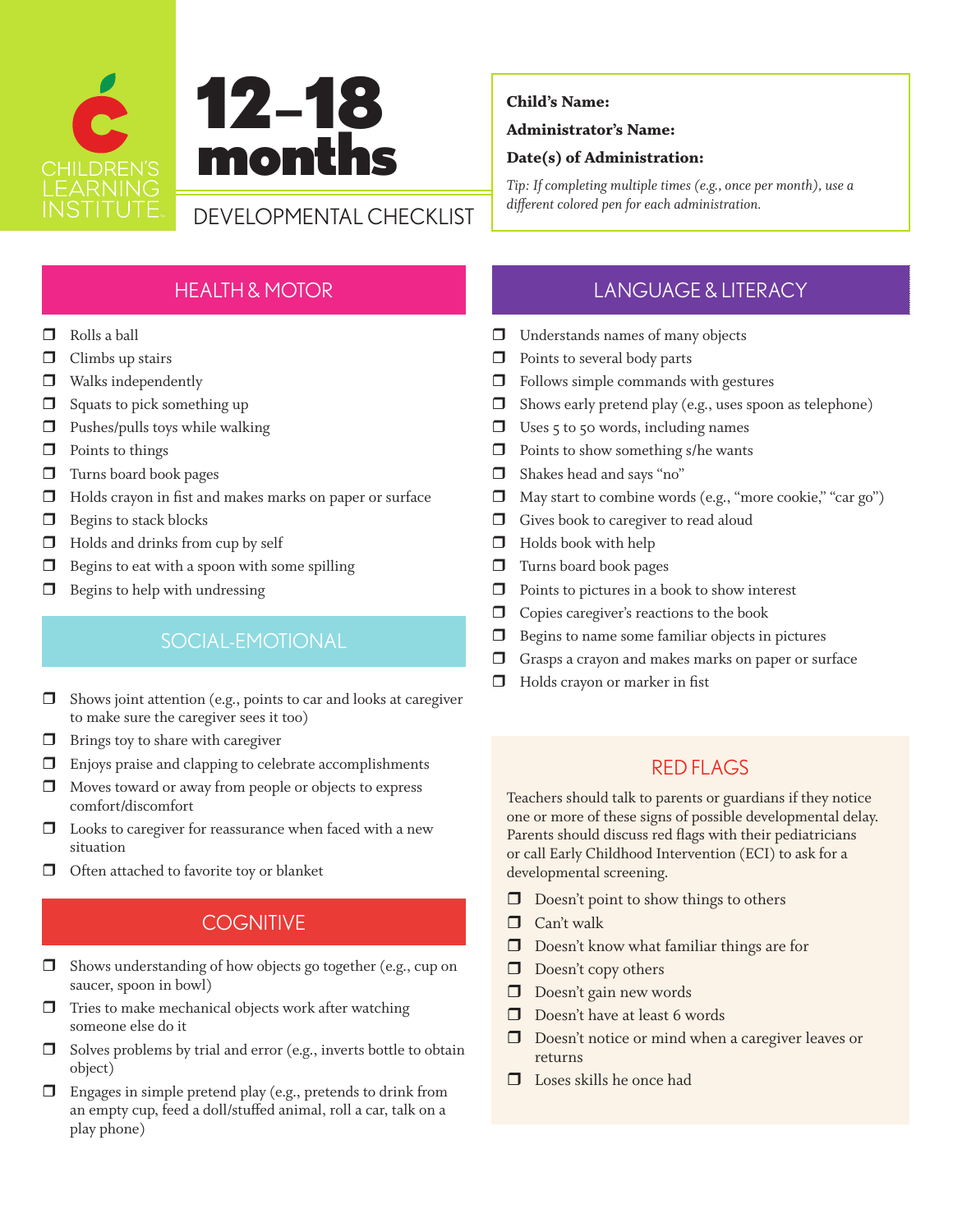CHILDREN'S LEARNING INSTITUTE

# 12–18 months

DEVELOPMENTAL CHECKLIST

**Child's Name:**

**Administrator's Name:**

**Date(s) of Administration:**

*Tip: If completing multiple times (e.g., once per month), use a different colored pen for each administration.*

## HEALTH & MOTOR

- ❒ Rolls a ball
- ❒ Climbs up stairs
- ❒ Walks independently
- ❒ Squats to pick something up
- ❒ Pushes/pulls toys while walking
- ❒ Points to things
- ❒ Turns board book pages
- ❒ Holds crayon in fist and makes marks on paper or surface
- ❒ Begins to stack blocks
- ❒ Holds and drinks from cup by self
- ❒ Begins to eat with a spoon with some spilling
- ❒ Begins to help with undressing

## SOCIAL-EMOTIONAL

- ❒ Shows joint attention (e.g., points to car and looks at caregiver to make sure the caregiver sees it too)
- ❒ Brings toy to share with caregiver
- ❒ Enjoys praise and clapping to celebrate accomplishments
- ❒ Moves toward or away from people or objects to express comfort/discomfort
- ❒ Looks to caregiver for reassurance when faced with a new situation
- ❒ Often attached to favorite toy or blanket

## COGNITIVE

- ❒ Shows understanding of how objects go together (e.g., cup on saucer, spoon in bowl)
- ❒ Tries to make mechanical objects work after watching someone else do it
- ❒ Solves problems by trial and error (e.g., inverts bottle to obtain object)
- ❒ Engages in simple pretend play (e.g., pretends to drink from an empty cup, feed a doll/stuffed animal, roll a car, talk on a play phone)

## LANGUAGE & LITERACY

- ❒ Understands names of many objects
- ❒ Points to several body parts
- ❒ Follows simple commands with gestures
- ❒ Shows early pretend play (e.g., uses spoon as telephone)
- ❒ Uses 5 to 50 words, including names
- ❒ Points to show something s/he wants
- ❒ Shakes head and says "no"
- ❒ May start to combine words (e.g., "more cookie," "car go")
- ❒ Gives book to caregiver to read aloud
- ❒ Holds book with help
- ❒ Turns board book pages
- ❒ Points to pictures in a book to show interest
- ❒ Copies caregiver's reactions to the book
- ❒ Begins to name some familiar objects in pictures
- ❒ Grasps a crayon and makes marks on paper or surface
- ❒ Holds crayon or marker in fist

## RED FLAGS

Teachers should talk to parents or guardians if they notice one or more of these signs of possible developmental delay. Parents should discuss red flags with their pediatricians or call Early Childhood Intervention (ECI) to ask for a developmental screening.

- ❒ Doesn't point to show things to others
- ❒ Can't walk
- ❒ Doesn't know what familiar things are for
- ❒ Doesn't copy others
- ❒ Doesn't gain new words
- ❒ Doesn't have at least 6 words
- ❒ Doesn't notice or mind when a caregiver leaves or returns
- ❒ Loses skills he once had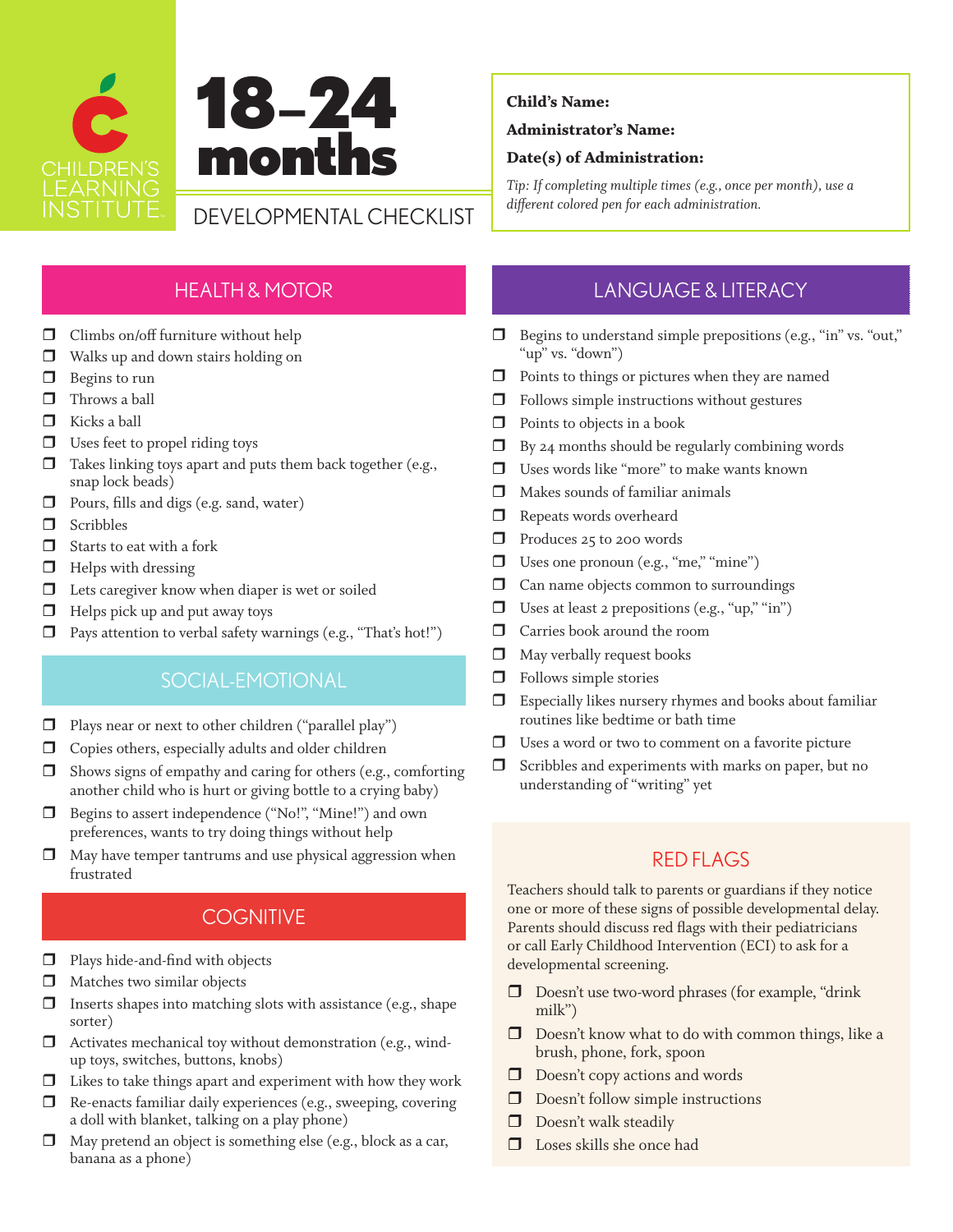# 18–24 months

CHILDREN'S LEARNING INSTITUTE

DEVELOPMENTAL CHECKLIST

**Child's Name:**

**Administrator's Name:**

**Date(s) of Administration:**

*Tip: If completing multiple times (e.g., once per month), use a different colored pen for each administration.*

## HEALTH & MOTOR

- ❒ Climbs on/off furniture without help
- ❒ Walks up and down stairs holding on
- ❒ Begins to run
- ❒ Throws a ball
- ❒ Kicks a ball
- ❒ Uses feet to propel riding toys
- ❒ Takes linking toys apart and puts them back together (e.g., snap lock beads)
- ❒ Pours, fills and digs (e.g. sand, water)
- ❒ Scribbles
- ❒ Starts to eat with a fork
- ❒ Helps with dressing
- ❒ Lets caregiver know when diaper is wet or soiled
- ❒ Helps pick up and put away toys
- ❒ Pays attention to verbal safety warnings (e.g., "That's hot!")

## SOCIAL-EMOTIONAL

- ❒ Plays near or next to other children ("parallel play")
- ❒ Copies others, especially adults and older children
- ❒ Shows signs of empathy and caring for others (e.g., comforting another child who is hurt or giving bottle to a crying baby)
- ❒ Begins to assert independence ("No!", "Mine!") and own preferences, wants to try doing things without help
- ❒ May have temper tantrums and use physical aggression when frustrated

## COGNITIVE

- ❒ Plays hide-and-find with objects
- ❒ Matches two similar objects
- ❒ Inserts shapes into matching slots with assistance (e.g., shape sorter)
- ❒ Activates mechanical toy without demonstration (e.g., wind-up toys, switches, buttons, knobs)
- ❒ Likes to take things apart and experiment with how they work
- ❒ Re-enacts familiar daily experiences (e.g., sweeping, covering a doll with blanket, talking on a play phone)
- ❒ May pretend an object is something else (e.g., block as a car, banana as a phone)

## LANGUAGE & LITERACY

- ❒ Begins to understand simple prepositions (e.g., "in" vs. "out," "up" vs. "down")
- ❒ Points to things or pictures when they are named
- ❒ Follows simple instructions without gestures
- ❒ Points to objects in a book
- ❒ By 24 months should be regularly combining words
- ❒ Uses words like "more" to make wants known
- ❒ Makes sounds of familiar animals
- ❒ Repeats words overheard
- ❒ Produces 25 to 200 words
- ❒ Uses one pronoun (e.g., "me," "mine")
- ❒ Can name objects common to surroundings
- ❒ Uses at least 2 prepositions (e.g., "up," "in")
- ❒ Carries book around the room
- ❒ May verbally request books
- ❒ Follows simple stories
- ❒ Especially likes nursery rhymes and books about familiar routines like bedtime or bath time
- ❒ Uses a word or two to comment on a favorite picture
- ❒ Scribbles and experiments with marks on paper, but no understanding of "writing" yet

## RED FLAGS

Teachers should talk to parents or guardians if they notice one or more of these signs of possible developmental delay. Parents should discuss red flags with their pediatricians or call Early Childhood Intervention (ECI) to ask for a developmental screening.

- ❒ Doesn't use two-word phrases (for example, "drink milk")
- ❒ Doesn't know what to do with common things, like a brush, phone, fork, spoon
- ❒ Doesn't copy actions and words
- ❒ Doesn't follow simple instructions
- ❒ Doesn't walk steadily
- ❒ Loses skills she once had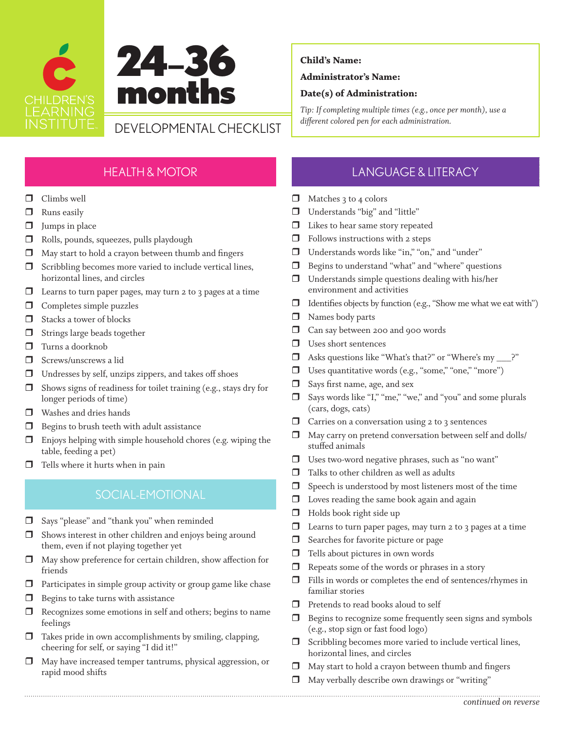CHILDREN'S LEARNING INSTITUTE

# 24–36 months

DEVELOPMENTAL CHECKLIST

**Child's Name:**

**Administrator's Name:**

**Date(s) of Administration:**

*Tip: If completing multiple times (e.g., once per month), use a different colored pen for each administration.*

## HEALTH & MOTOR

- ❒ Climbs well
- ❒ Runs easily
- ❒ Jumps in place
- ❒ Rolls, pounds, squeezes, pulls playdough
- ❒ May start to hold a crayon between thumb and fingers
- ❒ Scribbling becomes more varied to include vertical lines, horizontal lines, and circles
- ❒ Learns to turn paper pages, may turn 2 to 3 pages at a time
- ❒ Completes simple puzzles
- ❒ Stacks a tower of blocks
- ❒ Strings large beads together
- ❒ Turns a doorknob
- ❒ Screws/unscrews a lid
- ❒ Undresses by self, unzips zippers, and takes off shoes
- ❒ Shows signs of readiness for toilet training (e.g., stays dry for longer periods of time)
- ❒ Washes and dries hands
- ❒ Begins to brush teeth with adult assistance
- ❒ Enjoys helping with simple household chores (e.g. wiping the table, feeding a pet)
- ❒ Tells where it hurts when in pain

## SOCIAL-EMOTIONAL

- ❒ Says "please" and "thank you" when reminded
- ❒ Shows interest in other children and enjoys being around them, even if not playing together yet
- ❒ May show preference for certain children, show affection for friends
- ❒ Participates in simple group activity or group game like chase
- ❒ Begins to take turns with assistance
- ❒ Recognizes some emotions in self and others; begins to name feelings
- ❒ Takes pride in own accomplishments by smiling, clapping, cheering for self, or saying "I did it!"
- ❒ May have increased temper tantrums, physical aggression, or rapid mood shifts

## LANGUAGE & LITERACY

- ❒ Matches 3 to 4 colors
- ❒ Understands "big" and "little"
- ❒ Likes to hear same story repeated
- ❒ Follows instructions with 2 steps
- ❒ Understands words like "in," "on," and "under"
- ❒ Begins to understand "what" and "where" questions
- ❒ Understands simple questions dealing with his/her environment and activities
- ❒ Identifies objects by function (e.g., "Show me what we eat with")
- ❒ Names body parts
- ❒ Can say between 200 and 900 words
- ❒ Uses short sentences
- ❒ Asks questions like "What's that?" or "Where's my ___?"
- ❒ Uses quantitative words (e.g., "some," "one," "more")
- ❒ Says first name, age, and sex
- ❒ Says words like "I," "me," "we," and "you" and some plurals (cars, dogs, cats)
- ❒ Carries on a conversation using 2 to 3 sentences
- ❒ May carry on pretend conversation between self and dolls/ stuffed animals
- ❒ Uses two-word negative phrases, such as "no want"
- ❒ Talks to other children as well as adults
- ❒ Speech is understood by most listeners most of the time
- ❒ Loves reading the same book again and again
- ❒ Holds book right side up
- ❒ Learns to turn paper pages, may turn 2 to 3 pages at a time
- ❒ Searches for favorite picture or page
- ❒ Tells about pictures in own words
- ❒ Repeats some of the words or phrases in a story
- ❒ Fills in words or completes the end of sentences/rhymes in familiar stories
- ❒ Pretends to read books aloud to self
- ❒ Begins to recognize some frequently seen signs and symbols (e.g., stop sign or fast food logo)
- ❒ Scribbling becomes more varied to include vertical lines, horizontal lines, and circles
- ❒ May start to hold a crayon between thumb and fingers
- ❒ May verbally describe own drawings or "writing"

*continued on reverse*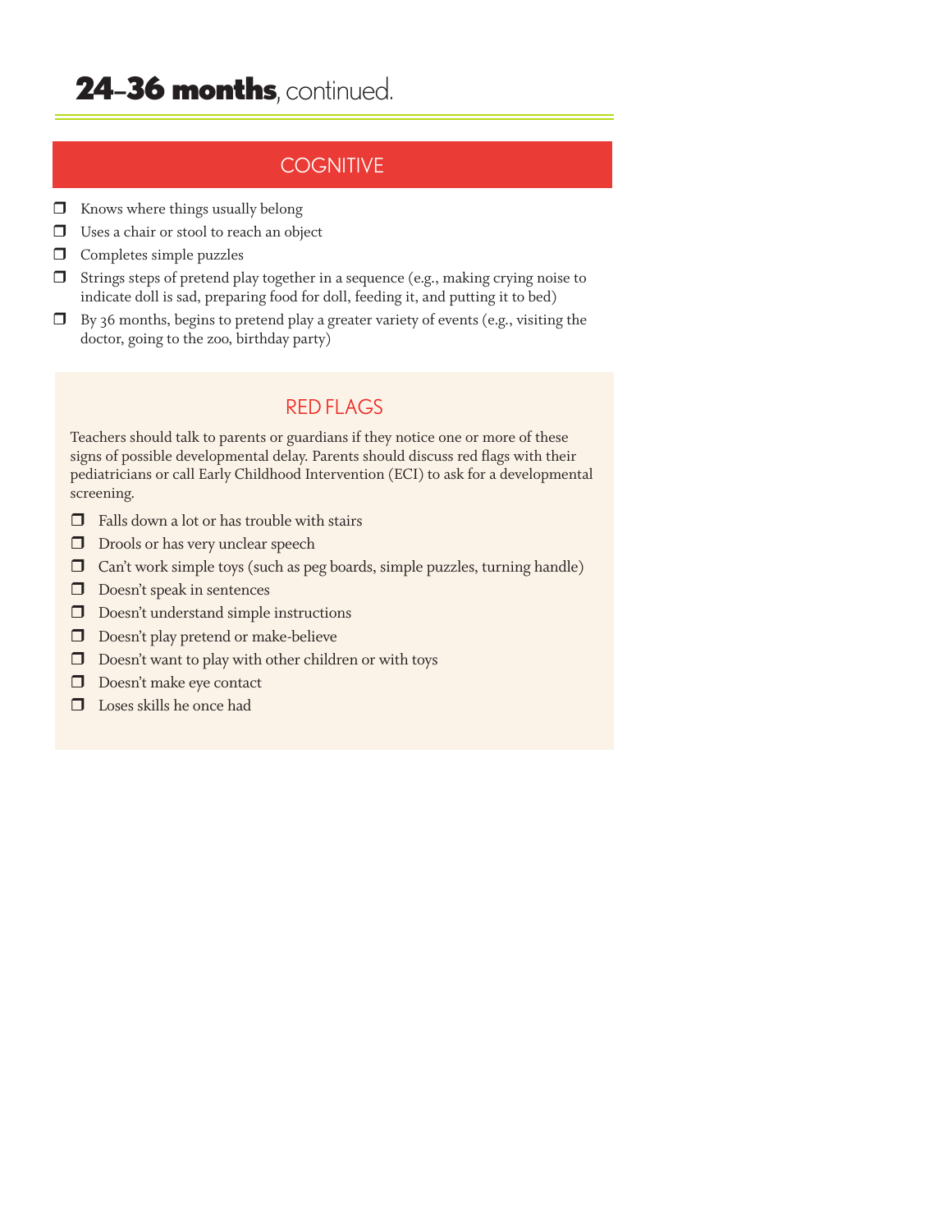# **24–36 months**, continued.

## COGNITIVE

- ❐ Knows where things usually belong
- ❐ Uses a chair or stool to reach an object
- ❐ Completes simple puzzles
- ❐ Strings steps of pretend play together in a sequence (e.g., making crying noise to indicate doll is sad, preparing food for doll, feeding it, and putting it to bed)
- ❐ By 36 months, begins to pretend play a greater variety of events (e.g., visiting the doctor, going to the zoo, birthday party)

## RED FLAGS

Teachers should talk to parents or guardians if they notice one or more of these signs of possible developmental delay. Parents should discuss red flags with their pediatricians or call Early Childhood Intervention (ECI) to ask for a developmental screening.

- ❐ Falls down a lot or has trouble with stairs
- ❐ Drools or has very unclear speech
- ❐ Can't work simple toys (such as peg boards, simple puzzles, turning handle)
- ❐ Doesn't speak in sentences
- ❐ Doesn't understand simple instructions
- ❐ Doesn't play pretend or make-believe
- ❐ Doesn't want to play with other children or with toys
- ❐ Doesn't make eye contact
- ❐ Loses skills he once had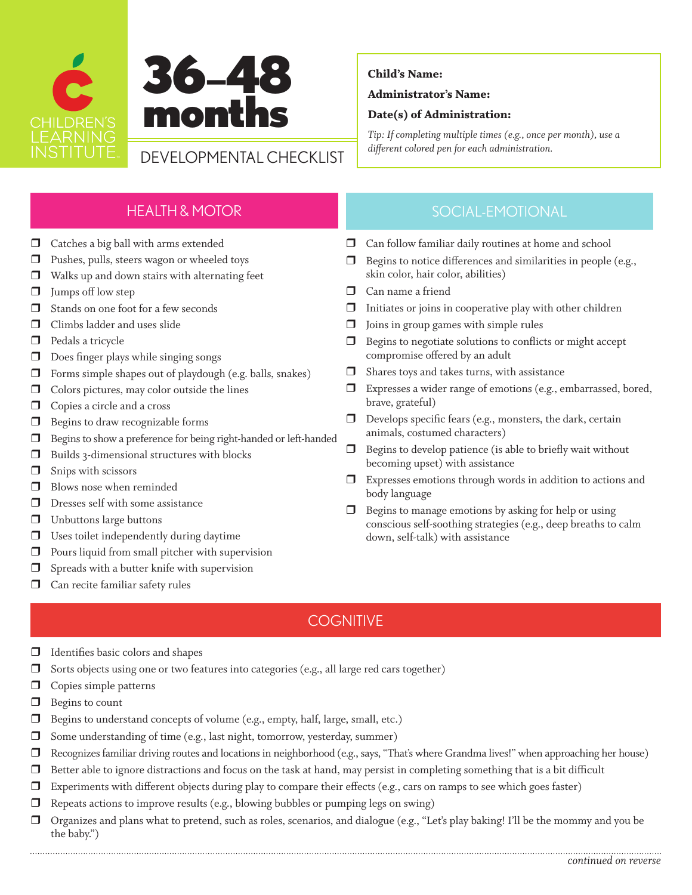CHILDREN'S LEARNING INSTITUTE

# 36–48 months

DEVELOPMENTAL CHECKLIST

**Child's Name:**

**Administrator's Name:**

**Date(s) of Administration:**

*Tip: If completing multiple times (e.g., once per month), use a different colored pen for each administration.*

## HEALTH & MOTOR

- ❒ Catches a big ball with arms extended
- ❒ Pushes, pulls, steers wagon or wheeled toys
- ❒ Walks up and down stairs with alternating feet
- ❒ Jumps off low step
- ❒ Stands on one foot for a few seconds
- ❒ Climbs ladder and uses slide
- ❒ Pedals a tricycle
- ❒ Does finger plays while singing songs
- ❒ Forms simple shapes out of playdough (e.g. balls, snakes)
- ❒ Colors pictures, may color outside the lines
- ❒ Copies a circle and a cross
- ❒ Begins to draw recognizable forms
- ❒ Begins to show a preference for being right-handed or left-handed
- ❒ Builds 3-dimensional structures with blocks
- ❒ Snips with scissors
- ❒ Blows nose when reminded
- ❒ Dresses self with some assistance
- ❒ Unbuttons large buttons
- ❒ Uses toilet independently during daytime
- ❒ Pours liquid from small pitcher with supervision
- ❒ Spreads with a butter knife with supervision
- ❒ Can recite familiar safety rules

## SOCIAL-EMOTIONAL

- ❒ Can follow familiar daily routines at home and school
- ❒ Begins to notice differences and similarities in people (e.g., skin color, hair color, abilities)
- ❒ Can name a friend
- ❒ Initiates or joins in cooperative play with other children
- ❒ Joins in group games with simple rules
- ❒ Begins to negotiate solutions to conflicts or might accept compromise offered by an adult
- ❒ Shares toys and takes turns, with assistance
- ❒ Expresses a wider range of emotions (e.g., embarrassed, bored, brave, grateful)
- ❒ Develops specific fears (e.g., monsters, the dark, certain animals, costumed characters)
- ❒ Begins to develop patience (is able to briefly wait without becoming upset) with assistance
- ❒ Expresses emotions through words in addition to actions and body language
- ❒ Begins to manage emotions by asking for help or using conscious self-soothing strategies (e.g., deep breaths to calm down, self-talk) with assistance

## COGNITIVE

- ❒ Identifies basic colors and shapes
- ❒ Sorts objects using one or two features into categories (e.g., all large red cars together)
- ❒ Copies simple patterns
- ❒ Begins to count
- ❒ Begins to understand concepts of volume (e.g., empty, half, large, small, etc.)
- ❒ Some understanding of time (e.g., last night, tomorrow, yesterday, summer)
- ❒ Recognizes familiar driving routes and locations in neighborhood (e.g., says, "That's where Grandma lives!" when approaching her house)
- ❒ Better able to ignore distractions and focus on the task at hand, may persist in completing something that is a bit difficult
- ❒ Experiments with different objects during play to compare their effects (e.g., cars on ramps to see which goes faster)
- ❒ Repeats actions to improve results (e.g., blowing bubbles or pumping legs on swing)
- ❒ Organizes and plans what to pretend, such as roles, scenarios, and dialogue (e.g., "Let's play baking! I'll be the mommy and you be the baby.")

*continued on reverse*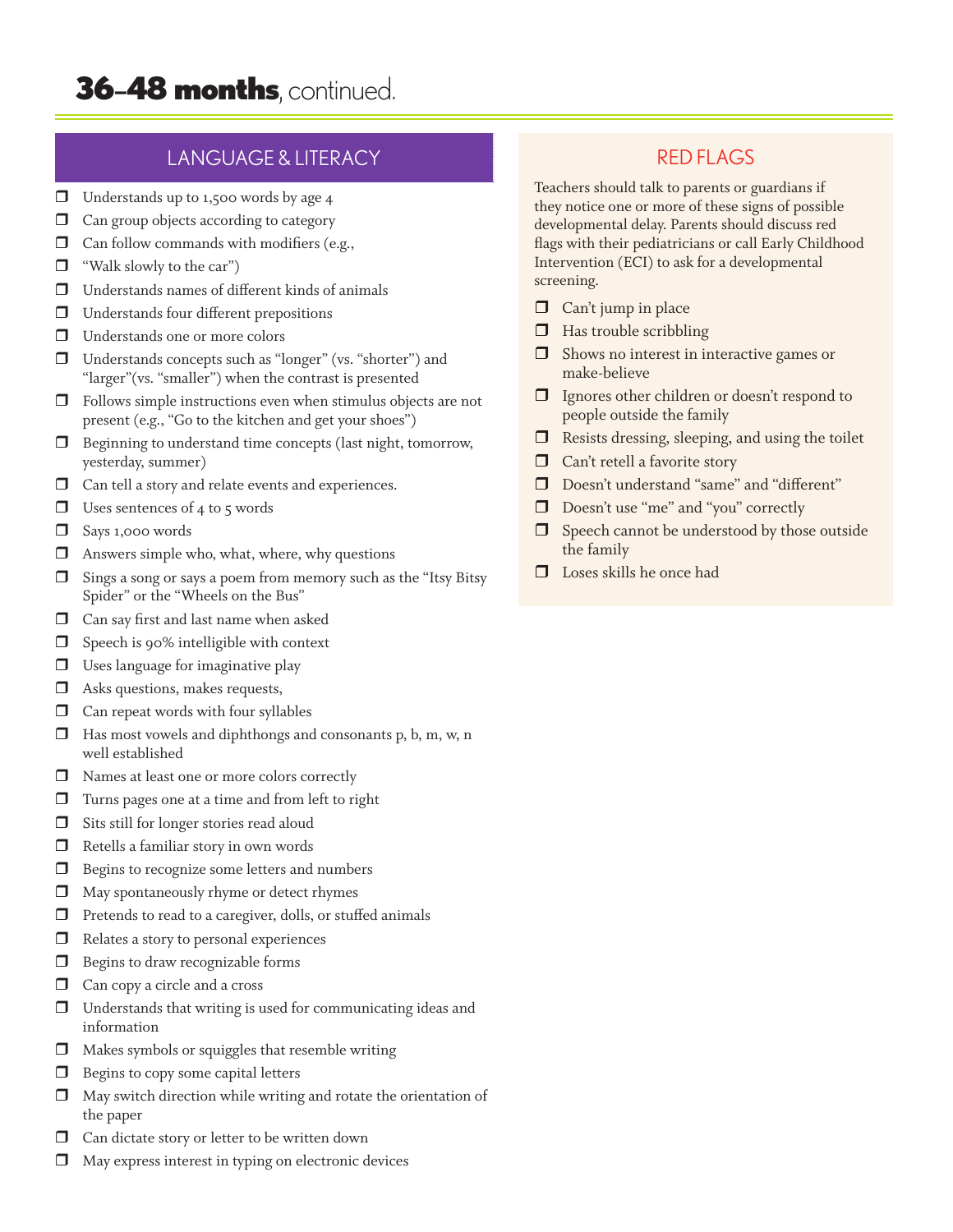# **36–48 months**, continued.

## LANGUAGE & LITERACY

- ❒ Understands up to 1,500 words by age 4
- ❒ Can group objects according to category
- ❒ Can follow commands with modifiers (e.g.,
- ❒ "Walk slowly to the car")
- ❒ Understands names of different kinds of animals
- ❒ Understands four different prepositions
- ❒ Understands one or more colors
- ❒ Understands concepts such as "longer" (vs. "shorter") and "larger"(vs. "smaller") when the contrast is presented
- ❒ Follows simple instructions even when stimulus objects are not present (e.g., "Go to the kitchen and get your shoes")
- ❒ Beginning to understand time concepts (last night, tomorrow, yesterday, summer)
- ❒ Can tell a story and relate events and experiences.
- ❒ Uses sentences of 4 to 5 words
- ❒ Says 1,000 words
- ❒ Answers simple who, what, where, why questions
- ❒ Sings a song or says a poem from memory such as the "Itsy Bitsy Spider" or the "Wheels on the Bus"
- ❒ Can say first and last name when asked
- ❒ Speech is 90% intelligible with context
- ❒ Uses language for imaginative play
- ❒ Asks questions, makes requests,
- ❒ Can repeat words with four syllables
- ❒ Has most vowels and diphthongs and consonants p, b, m, w, n well established
- ❒ Names at least one or more colors correctly
- ❒ Turns pages one at a time and from left to right
- ❒ Sits still for longer stories read aloud
- ❒ Retells a familiar story in own words
- ❒ Begins to recognize some letters and numbers
- ❒ May spontaneously rhyme or detect rhymes
- ❒ Pretends to read to a caregiver, dolls, or stuffed animals
- ❒ Relates a story to personal experiences
- ❒ Begins to draw recognizable forms
- ❒ Can copy a circle and a cross
- ❒ Understands that writing is used for communicating ideas and information
- ❒ Makes symbols or squiggles that resemble writing
- ❒ Begins to copy some capital letters
- ❒ May switch direction while writing and rotate the orientation of the paper
- ❒ Can dictate story or letter to be written down
- ❒ May express interest in typing on electronic devices

## RED FLAGS

Teachers should talk to parents or guardians if they notice one or more of these signs of possible developmental delay. Parents should discuss red flags with their pediatricians or call Early Childhood Intervention (ECI) to ask for a developmental screening.

- ❒ Can't jump in place
- ❒ Has trouble scribbling
- ❒ Shows no interest in interactive games or make-believe
- ❒ Ignores other children or doesn't respond to people outside the family
- ❒ Resists dressing, sleeping, and using the toilet
- ❒ Can't retell a favorite story
- ❒ Doesn't understand "same" and "different"
- ❒ Doesn't use "me" and "you" correctly
- ❒ Speech cannot be understood by those outside the family
- ❒ Loses skills he once had